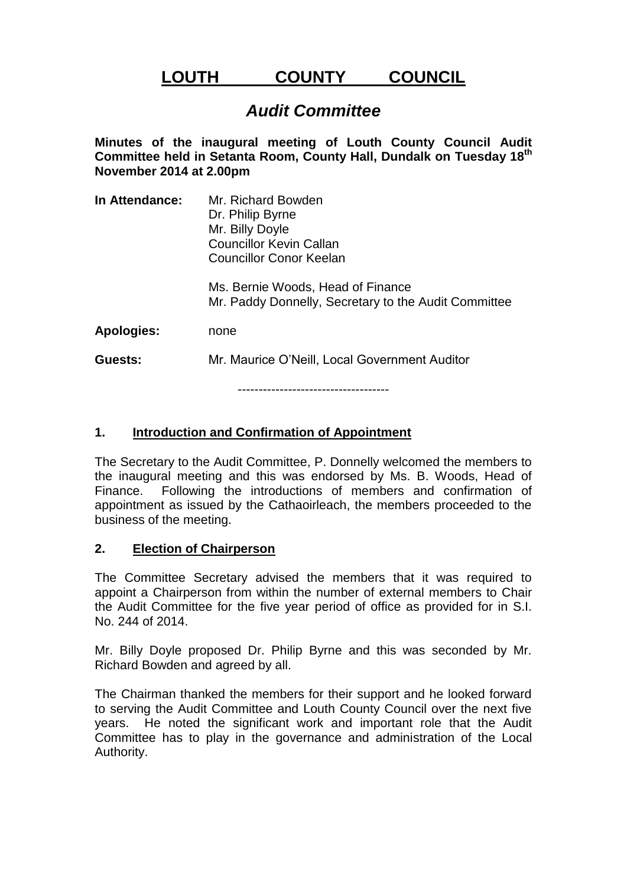# LOUTH COUNTY COUNCIL

## *Audit Committee*

**Minutes of the inaugural meeting of Louth County Council Audit Committee held in Setanta Room, County Hall, Dundalk on Tuesday 18th November 2014 at 2.00pm**

**In Attendance:** Mr. Richard Bowden
Dr. Philip Byrne
Mr. Billy Doyle
Councillor Kevin Callan
Councillor Conor Keelan

Ms. Bernie Woods, Head of Finance
Mr. Paddy Donnelly, Secretary to the Audit Committee

**Apologies:** none

**Guests:** Mr. Maurice O'Neill, Local Government Auditor

------------------------------------

### 1. Introduction and Confirmation of Appointment

The Secretary to the Audit Committee, P. Donnelly welcomed the members to the inaugural meeting and this was endorsed by Ms. B. Woods, Head of Finance. Following the introductions of members and confirmation of appointment as issued by the Cathaoirleach, the members proceeded to the business of the meeting.

### 2. Election of Chairperson

The Committee Secretary advised the members that it was required to appoint a Chairperson from within the number of external members to Chair the Audit Committee for the five year period of office as provided for in S.I. No. 244 of 2014.

Mr. Billy Doyle proposed Dr. Philip Byrne and this was seconded by Mr. Richard Bowden and agreed by all.

The Chairman thanked the members for their support and he looked forward to serving the Audit Committee and Louth County Council over the next five years. He noted the significant work and important role that the Audit Committee has to play in the governance and administration of the Local Authority.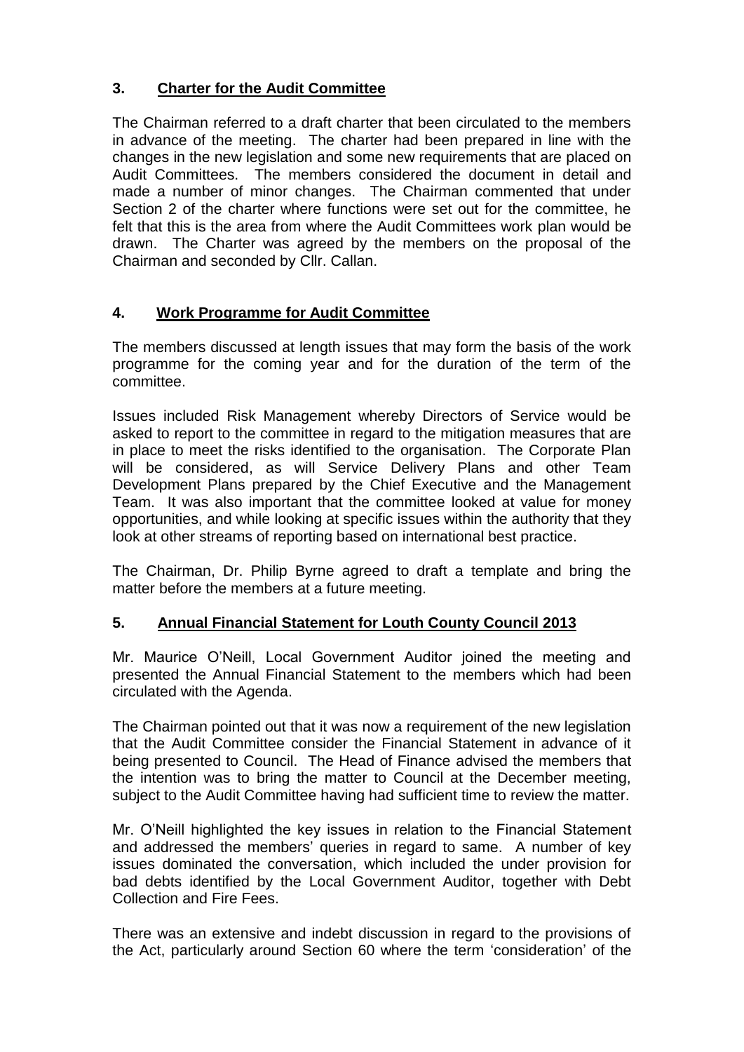## 3. Charter for the Audit Committee

The Chairman referred to a draft charter that been circulated to the members in advance of the meeting. The charter had been prepared in line with the changes in the new legislation and some new requirements that are placed on Audit Committees. The members considered the document in detail and made a number of minor changes. The Chairman commented that under Section 2 of the charter where functions were set out for the committee, he felt that this is the area from where the Audit Committees work plan would be drawn. The Charter was agreed by the members on the proposal of the Chairman and seconded by Cllr. Callan.

## 4. Work Programme for Audit Committee

The members discussed at length issues that may form the basis of the work programme for the coming year and for the duration of the term of the committee.

Issues included Risk Management whereby Directors of Service would be asked to report to the committee in regard to the mitigation measures that are in place to meet the risks identified to the organisation. The Corporate Plan will be considered, as will Service Delivery Plans and other Team Development Plans prepared by the Chief Executive and the Management Team. It was also important that the committee looked at value for money opportunities, and while looking at specific issues within the authority that they look at other streams of reporting based on international best practice.

The Chairman, Dr. Philip Byrne agreed to draft a template and bring the matter before the members at a future meeting.

## 5. Annual Financial Statement for Louth County Council 2013

Mr. Maurice O'Neill, Local Government Auditor joined the meeting and presented the Annual Financial Statement to the members which had been circulated with the Agenda.

The Chairman pointed out that it was now a requirement of the new legislation that the Audit Committee consider the Financial Statement in advance of it being presented to Council. The Head of Finance advised the members that the intention was to bring the matter to Council at the December meeting, subject to the Audit Committee having had sufficient time to review the matter.

Mr. O'Neill highlighted the key issues in relation to the Financial Statement and addressed the members' queries in regard to same. A number of key issues dominated the conversation, which included the under provision for bad debts identified by the Local Government Auditor, together with Debt Collection and Fire Fees.

There was an extensive and indebt discussion in regard to the provisions of the Act, particularly around Section 60 where the term 'consideration' of the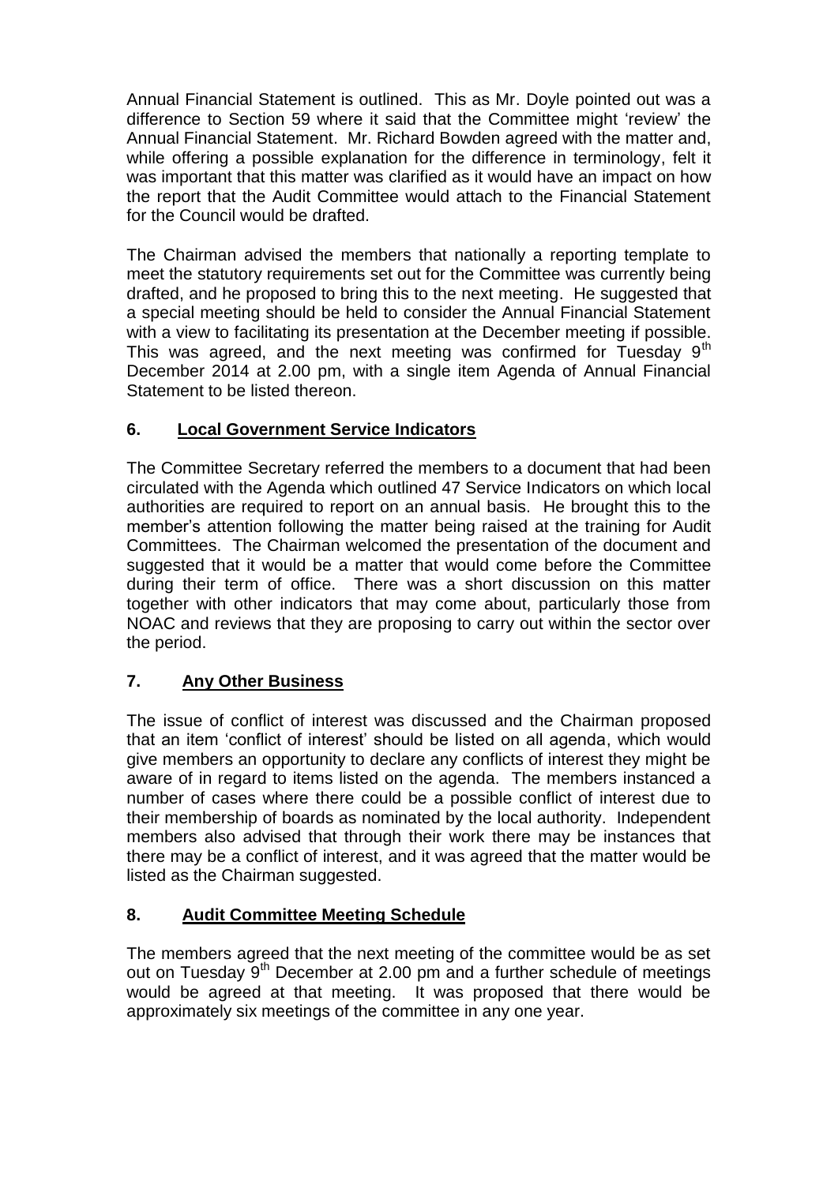Annual Financial Statement is outlined. This as Mr. Doyle pointed out was a difference to Section 59 where it said that the Committee might 'review' the Annual Financial Statement. Mr. Richard Bowden agreed with the matter and, while offering a possible explanation for the difference in terminology, felt it was important that this matter was clarified as it would have an impact on how the report that the Audit Committee would attach to the Financial Statement for the Council would be drafted.

The Chairman advised the members that nationally a reporting template to meet the statutory requirements set out for the Committee was currently being drafted, and he proposed to bring this to the next meeting. He suggested that a special meeting should be held to consider the Annual Financial Statement with a view to facilitating its presentation at the December meeting if possible. This was agreed, and the next meeting was confirmed for Tuesday 9th December 2014 at 2.00 pm, with a single item Agenda of Annual Financial Statement to be listed thereon.

## 6. <u>Local Government Service Indicators</u>

The Committee Secretary referred the members to a document that had been circulated with the Agenda which outlined 47 Service Indicators on which local authorities are required to report on an annual basis. He brought this to the member's attention following the matter being raised at the training for Audit Committees. The Chairman welcomed the presentation of the document and suggested that it would be a matter that would come before the Committee during their term of office. There was a short discussion on this matter together with other indicators that may come about, particularly those from NOAC and reviews that they are proposing to carry out within the sector over the period.

## 7. <u>Any Other Business</u>

The issue of conflict of interest was discussed and the Chairman proposed that an item 'conflict of interest' should be listed on all agenda, which would give members an opportunity to declare any conflicts of interest they might be aware of in regard to items listed on the agenda. The members instanced a number of cases where there could be a possible conflict of interest due to their membership of boards as nominated by the local authority. Independent members also advised that through their work there may be instances that there may be a conflict of interest, and it was agreed that the matter would be listed as the Chairman suggested.

## 8. <u>Audit Committee Meeting Schedule</u>

The members agreed that the next meeting of the committee would be as set out on Tuesday 9th December at 2.00 pm and a further schedule of meetings would be agreed at that meeting. It was proposed that there would be approximately six meetings of the committee in any one year.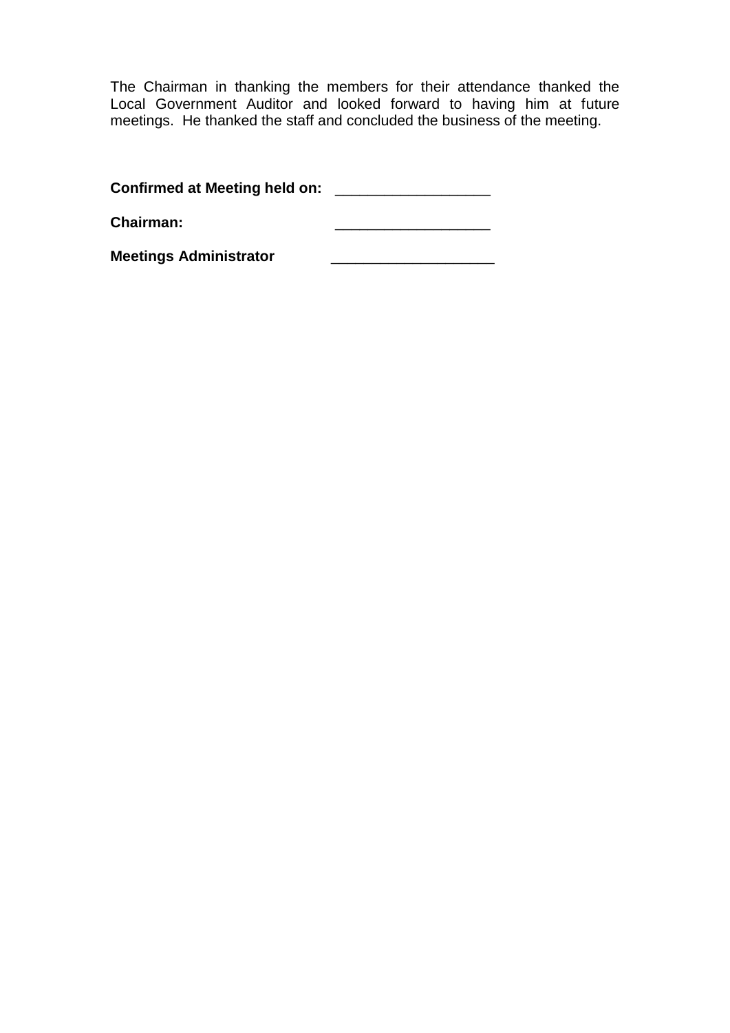The Chairman in thanking the members for their attendance thanked the Local Government Auditor and looked forward to having him at future meetings. He thanked the staff and concluded the business of the meeting.

**Confirmed at Meeting held on:** ___________________

**Chairman:** ___________________

**Meetings Administrator** ____________________